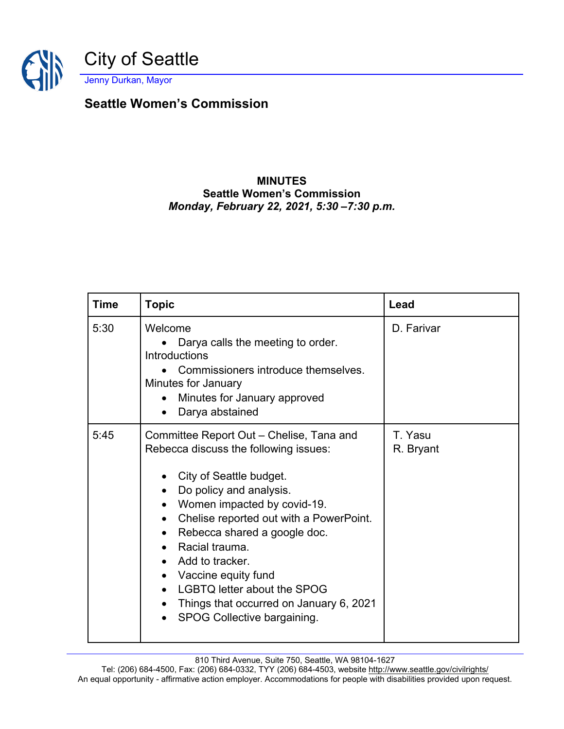# City of Seattle

Jenny Durkan, Mayor

## Seattle Women's Commission

**MINUTES**
**Seattle Women's Commission**
***Monday, February 22, 2021, 5:30 –7:30 p.m.***

| Time | Topic | Lead |
|---|---|---|
| 5:30 | Welcome<br>• Darya calls the meeting to order.<br>Introductions<br>• Commissioners introduce themselves.<br>Minutes for January<br>• Minutes for January approved<br>• Darya abstained | D. Farivar |
| 5:45 | Committee Report Out – Chelise, Tana and Rebecca discuss the following issues:<br>• City of Seattle budget.<br>• Do policy and analysis.<br>• Women impacted by covid-19.<br>• Chelise reported out with a PowerPoint.<br>• Rebecca shared a google doc.<br>• Racial trauma.<br>• Add to tracker.<br>• Vaccine equity fund<br>• LGBTQ letter about the SPOG<br>• Things that occurred on January 6, 2021<br>• SPOG Collective bargaining. | T. Yasu<br>R. Bryant |

810 Third Avenue, Suite 750, Seattle, WA 98104-1627
Tel: (206) 684-4500, Fax: (206) 684-0332, TYY (206) 684-4503, website http://www.seattle.gov/civilrights/
An equal opportunity - affirmative action employer. Accommodations for people with disabilities provided upon request.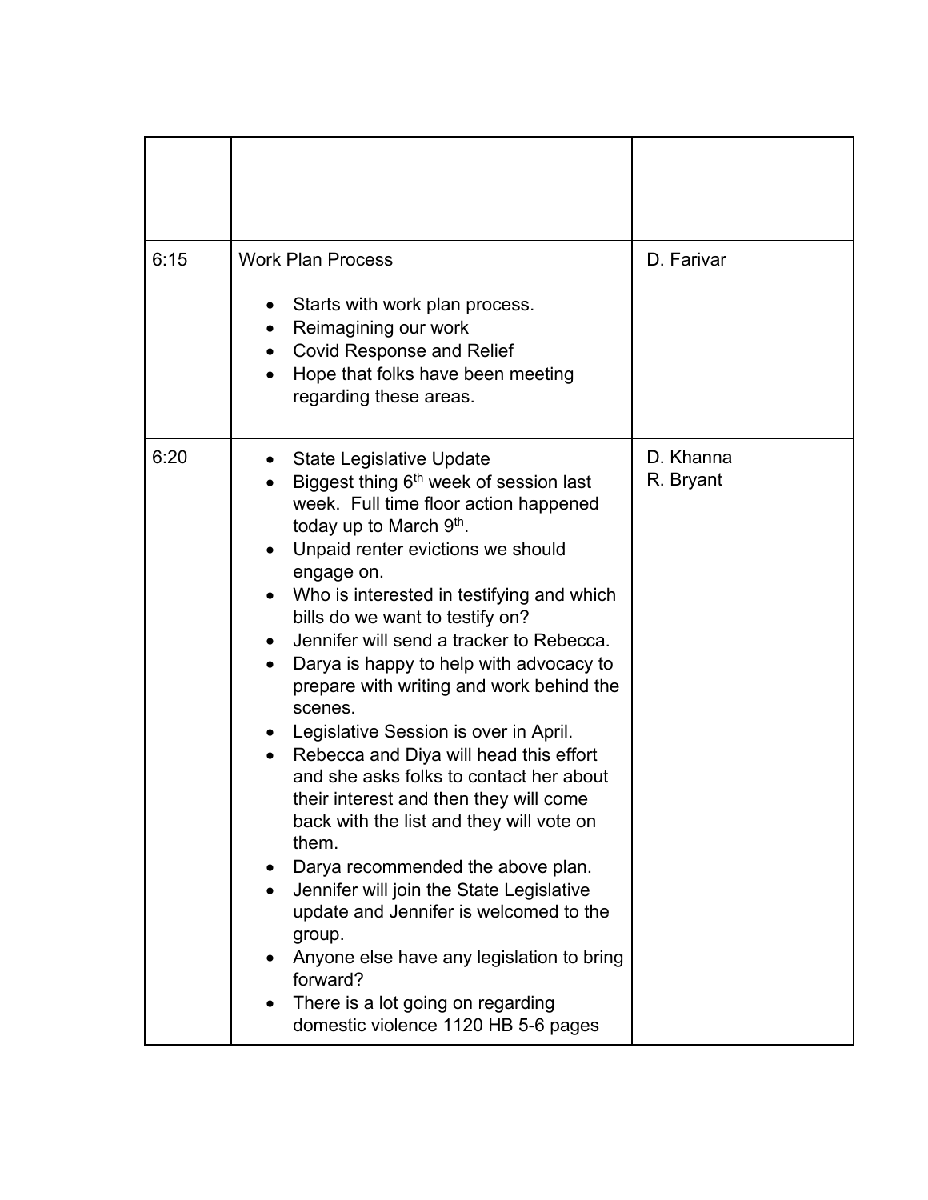| | | |
|---|---|---|
| | | |
| 6:15 | Work Plan Process<br><br>• Starts with work plan process.<br>• Reimagining our work<br>• Covid Response and Relief<br>• Hope that folks have been meeting regarding these areas. | D. Farivar |
| 6:20 | • State Legislative Update<br>• Biggest thing 6th week of session last week. Full time floor action happened today up to March 9th.<br>• Unpaid renter evictions we should engage on.<br>• Who is interested in testifying and which bills do we want to testify on?<br>• Jennifer will send a tracker to Rebecca.<br>• Darya is happy to help with advocacy to prepare with writing and work behind the scenes.<br>• Legislative Session is over in April.<br>• Rebecca and Diya will head this effort and she asks folks to contact her about their interest and then they will come back with the list and they will vote on them.<br>• Darya recommended the above plan.<br>• Jennifer will join the State Legislative update and Jennifer is welcomed to the group.<br>• Anyone else have any legislation to bring forward?<br>• There is a lot going on regarding domestic violence 1120 HB 5-6 pages | D. Khanna<br>R. Bryant |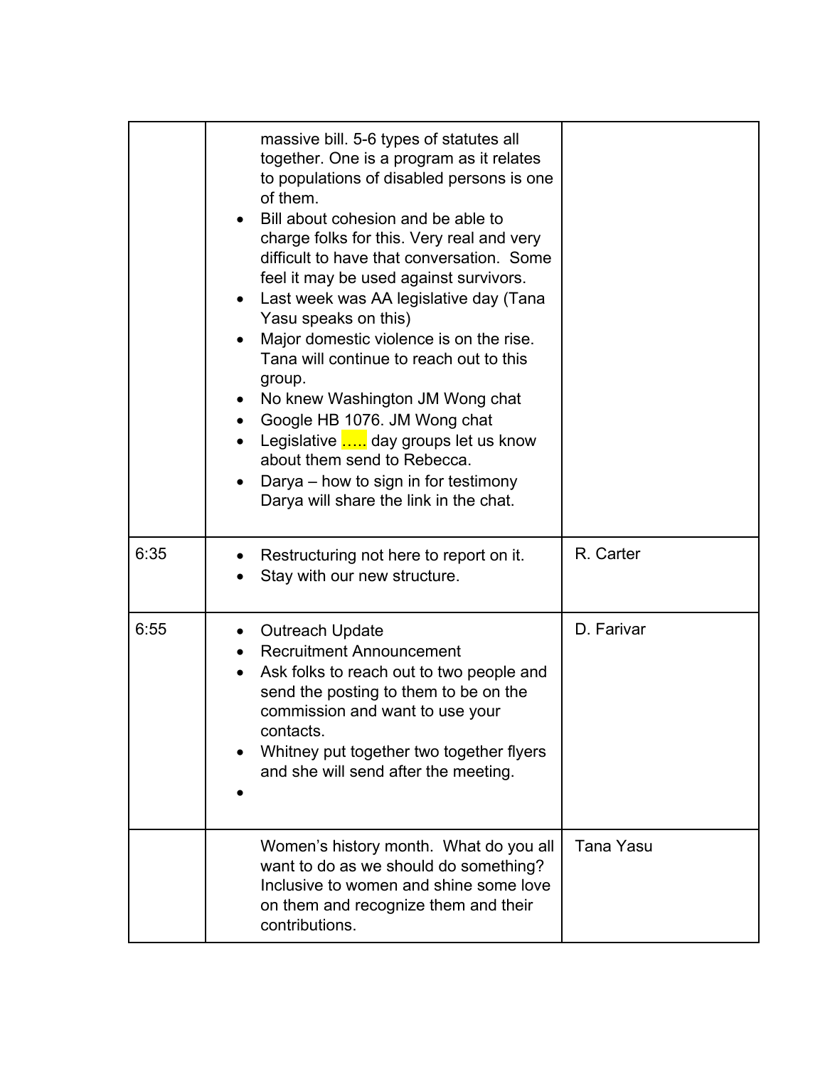| | | |
|---|---|---|
| | massive bill. 5-6 types of statutes all together. One is a program as it relates to populations of disabled persons is one of them.<br>• Bill about cohesion and be able to charge folks for this. Very real and very difficult to have that conversation. Some feel it may be used against survivors.<br>• Last week was AA legislative day (Tana Yasu speaks on this)<br>• Major domestic violence is on the rise. Tana will continue to reach out to this group.<br>• No knew Washington JM Wong chat<br>• Google HB 1076. JM Wong chat<br>• Legislative ….. day groups let us know about them send to Rebecca.<br>• Darya – how to sign in for testimony Darya will share the link in the chat. | |
| 6:35 | • Restructuring not here to report on it.<br>• Stay with our new structure. | R. Carter |
| 6:55 | • Outreach Update<br>• Recruitment Announcement<br>• Ask folks to reach out to two people and send the posting to them to be on the commission and want to use your contacts.<br>• Whitney put together two together flyers and she will send after the meeting.<br>• | D. Farivar |
| | Women's history month. What do you all want to do as we should do something? Inclusive to women and shine some love on them and recognize them and their contributions. | Tana Yasu |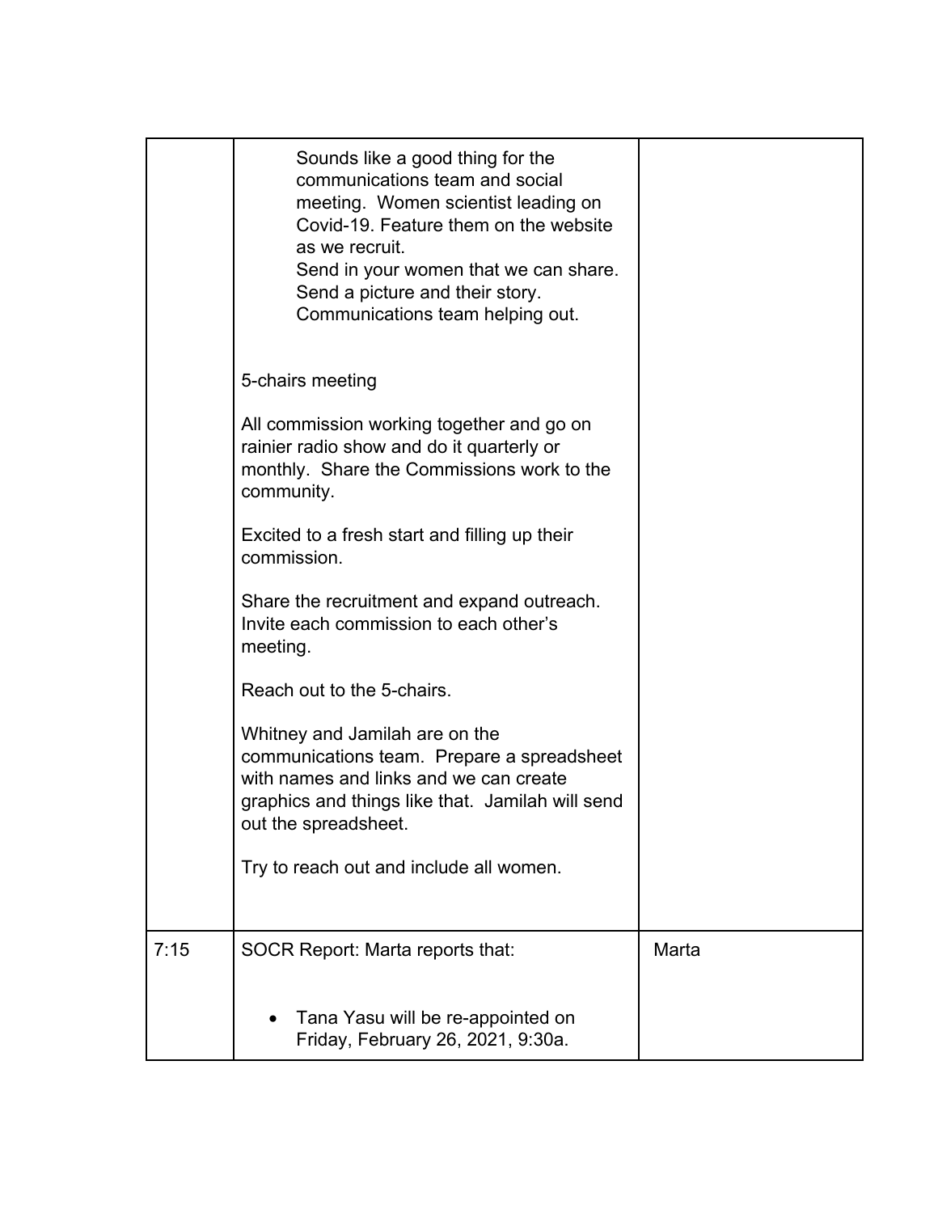| | | |
|---|---|---|
| | Sounds like a good thing for the communications team and social meeting. Women scientist leading on Covid-19. Feature them on the website as we recruit.<br>Send in your women that we can share. Send a picture and their story. Communications team helping out.<br><br>5-chairs meeting<br><br>All commission working together and go on rainier radio show and do it quarterly or monthly. Share the Commissions work to the community.<br><br>Excited to a fresh start and filling up their commission.<br><br>Share the recruitment and expand outreach. Invite each commission to each other's meeting.<br><br>Reach out to the 5-chairs.<br><br>Whitney and Jamilah are on the communications team. Prepare a spreadsheet with names and links and we can create graphics and things like that. Jamilah will send out the spreadsheet.<br><br>Try to reach out and include all women. | |
| 7:15 | SOCR Report: Marta reports that:<br><br>• Tana Yasu will be re-appointed on Friday, February 26, 2021, 9:30a. | Marta |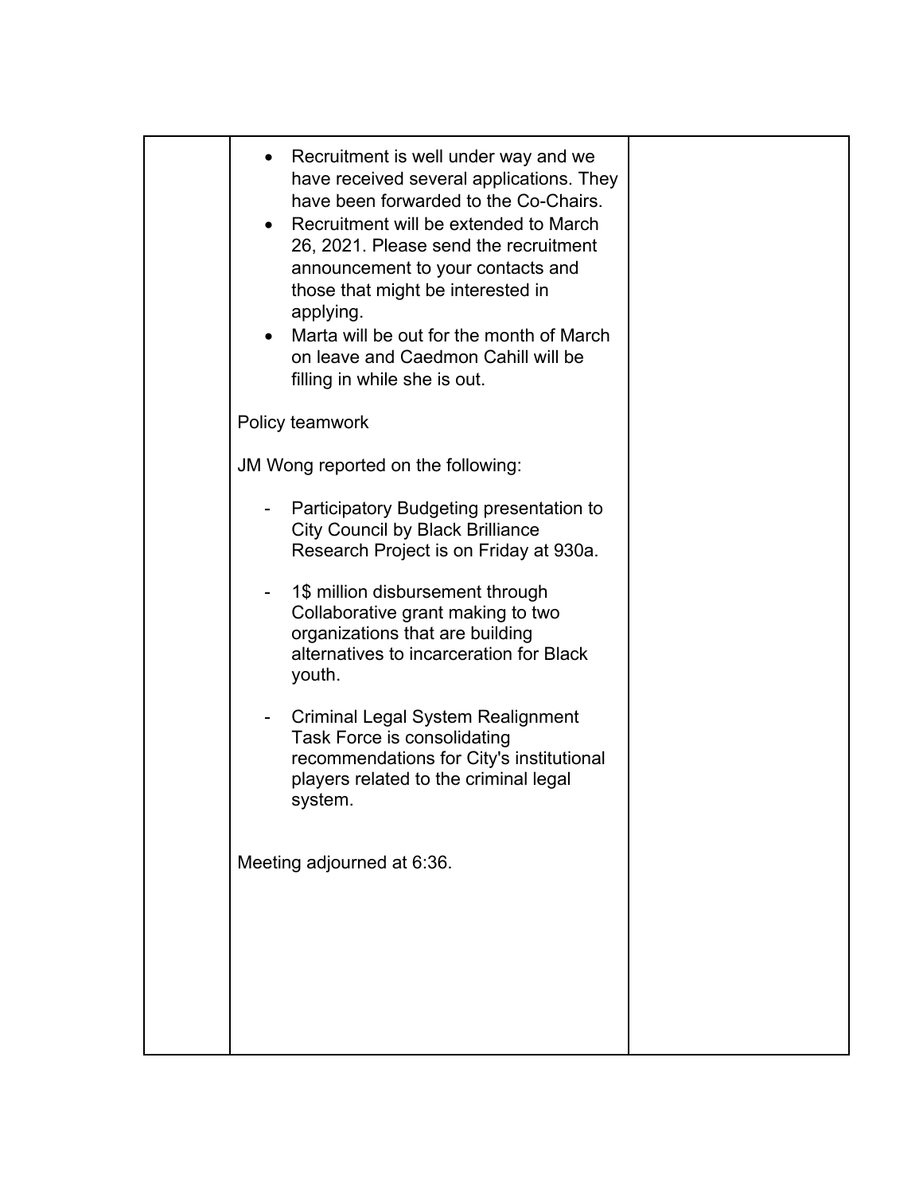| | | |
|---|---|---|
| | • Recruitment is well under way and we have received several applications. They have been forwarded to the Co-Chairs.<br>• Recruitment will be extended to March 26, 2021. Please send the recruitment announcement to your contacts and those that might be interested in applying.<br>• Marta will be out for the month of March on leave and Caedmon Cahill will be filling in while she is out.<br><br>Policy teamwork<br><br>JM Wong reported on the following:<br><br>- Participatory Budgeting presentation to City Council by Black Brilliance Research Project is on Friday at 930a.<br><br>- 1$ million disbursement through Collaborative grant making to two organizations that are building alternatives to incarceration for Black youth.<br><br>- Criminal Legal System Realignment Task Force is consolidating recommendations for City's institutional players related to the criminal legal system.<br><br>Meeting adjourned at 6:36. | |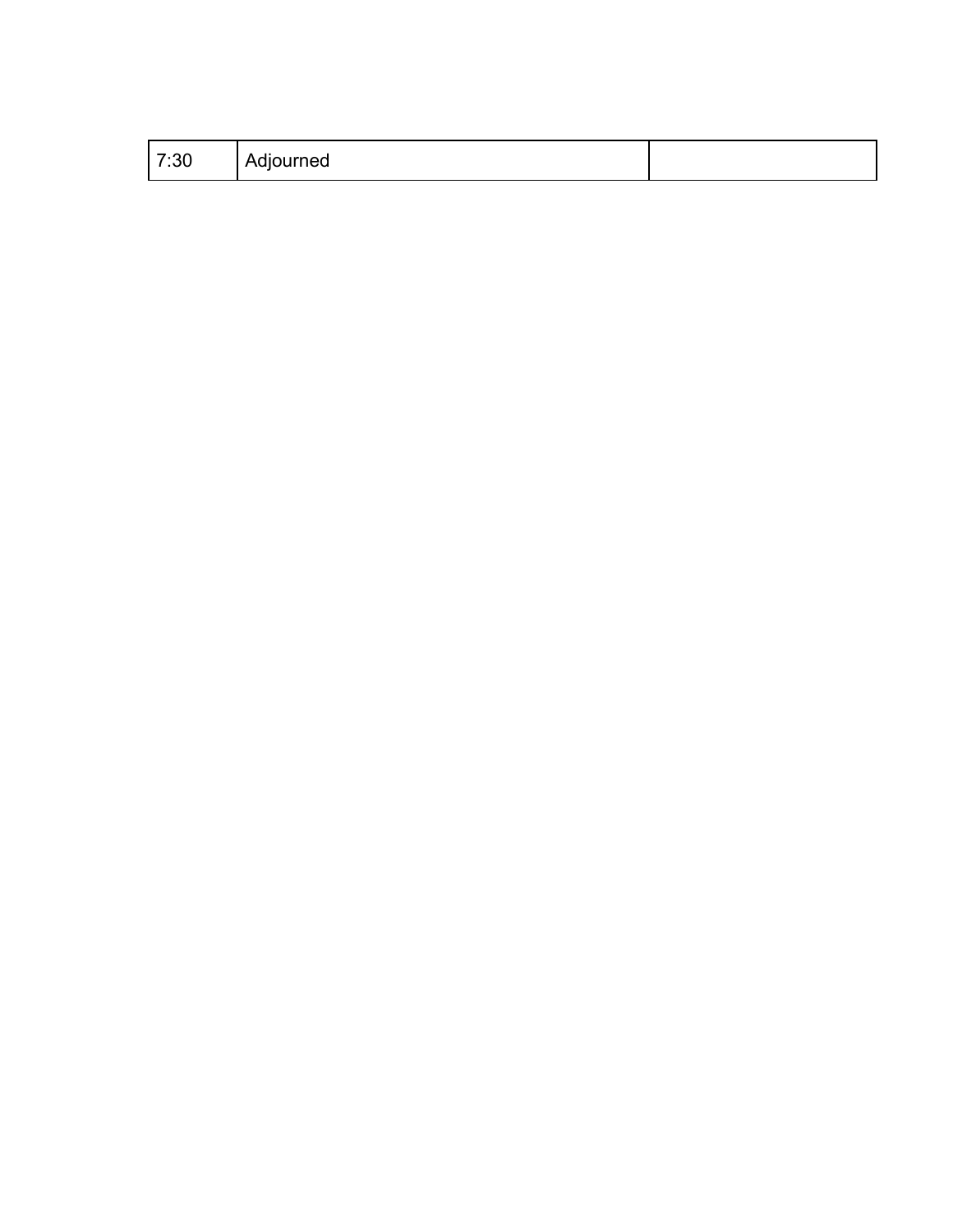| | | |
|---|---|---|
| 7:30 | Adjourned | |